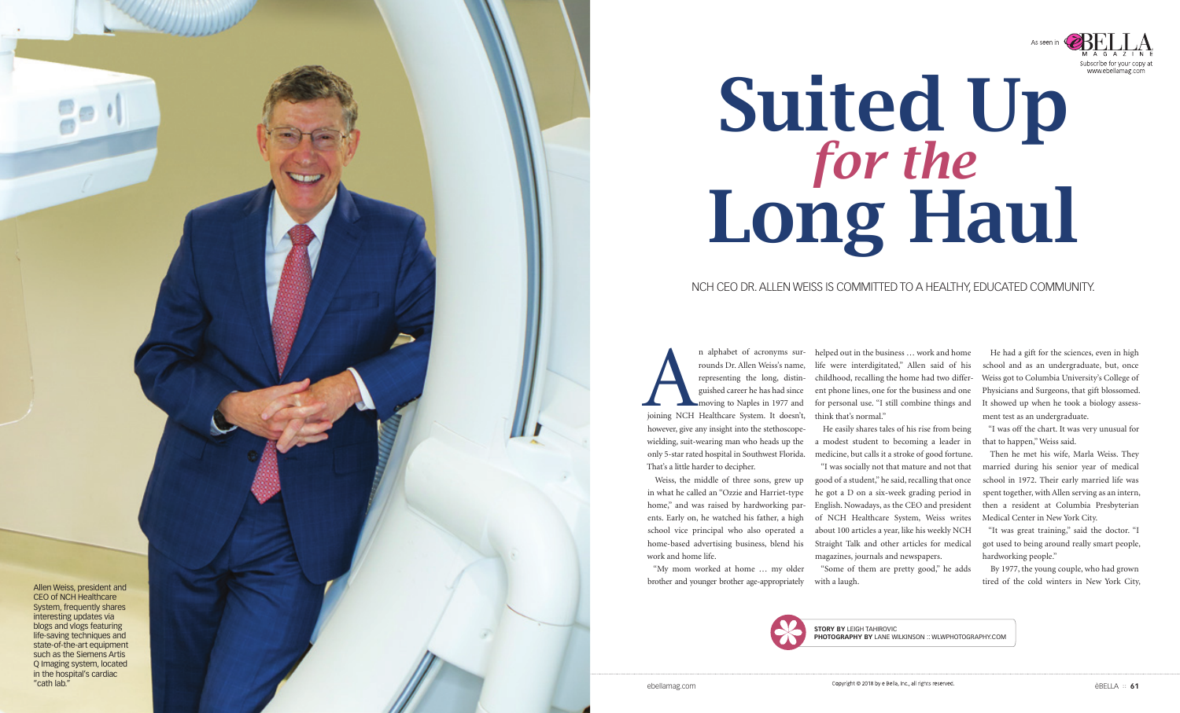As seen in BELLA MAGAZINE
Subscribe for your copy at www.ebellamag.com

# Suited Up *for the* Long Haul

NCH CEO DR. ALLEN WEISS IS COMMITTED TO A HEALTHY, EDUCATED COMMUNITY.

Allen Weiss, president and CEO of NCH Healthcare System, frequently shares interesting updates via blogs and vlogs featuring life-saving techniques and state-of-the-art equipment such as the Siemens Artis Q Imaging system, located in the hospital's cardiac "cath lab."

An alphabet of acronyms surrounds Dr. Allen Weiss's name, representing the long, distinguished career he has had since moving to Naples in 1977 and joining NCH Healthcare System. It doesn't, however, give any insight into the stethoscope-wielding, suit-wearing man who heads up the only 5-star rated hospital in Southwest Florida. That's a little harder to decipher.

Weiss, the middle of three sons, grew up in what he called an "Ozzie and Harriet-type home," and was raised by hardworking parents. Early on, he watched his father, a high school vice principal who also operated a home-based advertising business, blend his work and home life.

"My mom worked at home … my older brother and younger brother age-appropriately helped out in the business … work and home life were interdigitated," Allen said of his childhood, recalling the home had two different phone lines, one for the business and one for personal use. "I still combine things and think that's normal."

He easily shares tales of his rise from being a modest student to becoming a leader in medicine, but calls it a stroke of good fortune.

"I was socially not that mature and not that good of a student," he said, recalling that once he got a D on a six-week grading period in English. Nowadays, as the CEO and president of NCH Healthcare System, Weiss writes about 100 articles a year, like his weekly NCH Straight Talk and other articles for medical magazines, journals and newspapers.

"Some of them are pretty good," he adds with a laugh.

He had a gift for the sciences, even in high school and as an undergraduate, but, once Weiss got to Columbia University's College of Physicians and Surgeons, that gift blossomed. It showed up when he took a biology assessment test as an undergraduate.

"I was off the chart. It was very unusual for that to happen," Weiss said.

Then he met his wife, Marla Weiss. They married during his senior year of medical school in 1972. Their early married life was spent together, with Allen serving as an intern, then a resident at Columbia Presbyterian Medical Center in New York City.

"It was great training," said the doctor. "I got used to being around really smart people, hardworking people."

By 1977, the young couple, who had grown tired of the cold winters in New York City,

**STORY BY** LEIGH TAHIROVIC
**PHOTOGRAPHY BY** LANE WILKINSON :: WLWPHOTOGRAPHY.COM

Copyright © 2018 by e Bella, Inc., all rights reserved.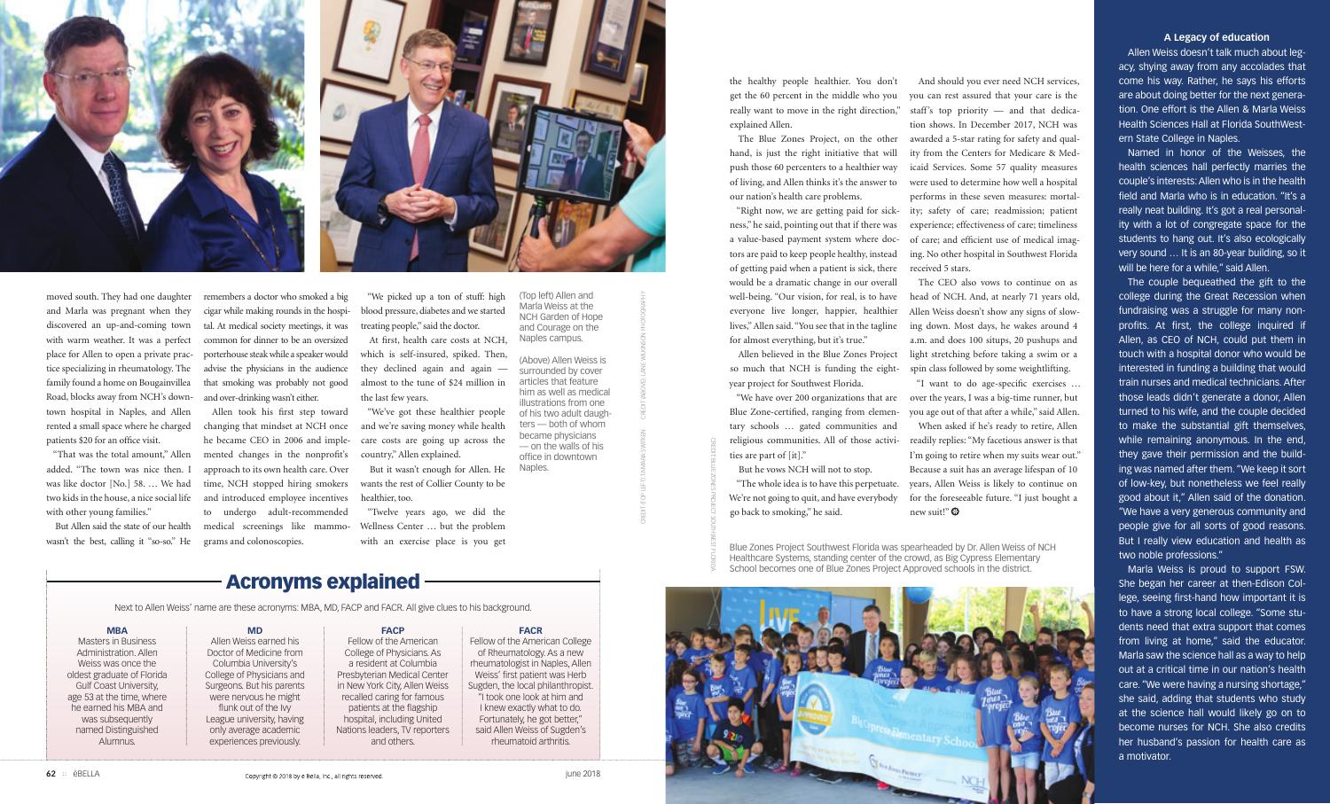moved south. They had one daughter and Marla was pregnant when they discovered an up-and-coming town with warm weather. It was a perfect place for Allen to open a private practice specializing in rheumatology. The family found a home on Bougainvillea Road, blocks away from NCH's downtown hospital in Naples, and Allen rented a small space where he charged patients $20 for an office visit.

"That was the total amount," Allen added. "The town was nice then. I was like doctor [No.] 58. … We had two kids in the house, a nice social life with other young families."

But Allen said the state of our health wasn't the best, calling it "so-so." He remembers a doctor who smoked a big cigar while making rounds in the hospital. At medical society meetings, it was common for dinner to be an oversized porterhouse steak while a speaker would advise the physicians in the audience that smoking was probably not good and over-drinking wasn't either.

Allen took his first step toward changing that mindset at NCH once he became CEO in 2006 and implemented changes in the nonprofit's approach to its own health care. Over time, NCH stopped hiring smokers and introduced employee incentives to undergo adult-recommended medical screenings like mammograms and colonoscopies.

"We picked up a ton of stuff: high blood pressure, diabetes and we started treating people," said the doctor.

At first, health care costs at NCH, which is self-insured, spiked. Then, they declined again and again — almost to the tune of $24 million in the last few years.

"We've got these healthier people and we're saving money while health care costs are going up across the country," Allen explained.

But it wasn't enough for Allen. He wants the rest of Collier County to be healthier, too.

"Twelve years ago, we did the Wellness Center … but the problem with an exercise place is you get the healthy people healthier. You don't get the 60 percent in the middle who you really want to move in the right direction," explained Allen.

The Blue Zones Project, on the other hand, is just the right initiative that will push those 60 percenters to a healthier way of living, and Allen thinks it's the answer to our nation's health care problems.

"Right now, we are getting paid for sickness," he said, pointing out that if there was a value-based payment system where doctors are paid to keep people healthy, instead of getting paid when a patient is sick, there would be a dramatic change in our overall well-being. "Our vision, for real, is to have everyone live longer, happier, healthier lives," Allen said. "You see that in the tagline for almost everything, but it's true."

Allen believed in the Blue Zones Project so much that NCH is funding the eight-year project for Southwest Florida.

"We have over 200 organizations that are Blue Zone-certified, ranging from elementary schools … gated communities and religious communities. All of those activities are part of [it]."

But he vows NCH will not to stop.

"The whole idea is to have this perpetuate. We're not going to quit, and have everybody go back to smoking," he said.

And should you ever need NCH services, you can rest assured that your care is the staff's top priority — and that dedication shows. In December 2017, NCH was awarded a 5-star rating for safety and quality from the Centers for Medicare & Medicaid Services. Some 57 quality measures were used to determine how well a hospital performs in these seven measures: mortality; safety of care; readmission; patient experience; effectiveness of care; timeliness of care; and efficient use of medical imaging. No other hospital in Southwest Florida received 5 stars.

The CEO also vows to continue on as head of NCH. And, at nearly 71 years old, Allen Weiss doesn't show any signs of slowing down. Most days, he wakes around 4 a.m. and does 100 situps, 20 pushups and light stretching before taking a swim or a spin class followed by some weightlifting.

"I want to do age-specific exercises … over the years, I was a big-time runner, but you age out of that after a while," said Allen.

When asked if he's ready to retire, Allen readily replies: "My facetious answer is that I'm going to retire when my suits wear out." Because a suit has an average lifespan of 10 years, Allen Weiss is likely to continue on for the foreseeable future. "I just bought a new suit!"

(Top left) Allen and Marla Weiss at the NCH Garden of Hope and Courage on the Naples campus.

(Above) Allen Weiss is surrounded by cover articles that feature him as well as medical illustrations from one of his two adult daughters — both of whom became physicians — on the walls of his office in downtown Naples.

CREDIT (TOP LEFT): TAMARA SWIREN CREDIT (ABOVE): LAINE WILKINSON PHOTOGRAPHY

Blue Zones Project Southwest Florida was spearheaded by Dr. Allen Weiss of NCH Healthcare Systems, standing center of the crowd, as Big Cypress Elementary School becomes one of Blue Zones Project Approved schools in the district.

CREDIT: BLUE ZONES PROJECT SOUTHWEST FLORIDA

## Acronyms explained

Next to Allen Weiss' name are these acronyms: MBA, MD, FACP and FACR. All give clues to his background.

**MBA**
Masters in Business Administration. Allen Weiss was once the oldest graduate of Florida Gulf Coast University, age 53 at the time, where he earned his MBA and was subsequently named Distinguished Alumnus.

**MD**
Allen Weiss earned his Doctor of Medicine from Columbia University's College of Physicians and Surgeons. But his parents were nervous he might flunk out of the Ivy League university, having only average academic experiences previously.

**FACP**
Fellow of the American College of Physicians. As a resident at Columbia Presbyterian Medical Center in New York City, Allen Weiss recalled caring for famous patients at the flagship hospital, including United Nations leaders, TV reporters and others.

**FACR**
Fellow of the American College of Rheumatology. As a new rheumatologist in Naples, Allen Weiss' first patient was Herb Sugden, the local philanthropist. "I took one look at him and I knew exactly what to do. Fortunately, he got better," said Allen Weiss of Sugden's rheumatoid arthritis.

### A Legacy of education

Allen Weiss doesn't talk much about legacy, shying away from any accolades that come his way. Rather, he says his efforts are about doing better for the next generation. One effort is the Allen & Marla Weiss Health Sciences Hall at Florida SouthWestern State College in Naples.

Named in honor of the Weisses, the health sciences hall perfectly marries the couple's interests: Allen who is in the health field and Marla who is in education. "It's a really neat building. It's got a real personality with a lot of congregate space for the students to hang out. It's also ecologically very sound … It is an 80-year building, so it will be here for a while," said Allen.

The couple bequeathed the gift to the college during the Great Recession when fundraising was a struggle for many nonprofits. At first, the college inquired if Allen, as CEO of NCH, could put them in touch with a hospital donor who would be interested in funding a building that would train nurses and medical technicians. After those leads didn't generate a donor, Allen turned to his wife, and the couple decided to make the substantial gift themselves, while remaining anonymous. In the end, they gave their permission and the building was named after them. "We keep it sort of low-key, but nonetheless we feel really good about it," Allen said of the donation. "We have a very generous community and people give for all sorts of good reasons. But I really view education and health as two noble professions."

Marla Weiss is proud to support FSW. She began her career at then-Edison College, seeing first-hand how important it is to have a strong local college. "Some students need that extra support that comes from living at home," said the educator. Marla saw the science hall as a way to help out at a critical time in our nation's health care. "We were having a nursing shortage," she said, adding that students who study at the science hall would likely go on to become nurses for NCH. She also credits her husband's passion for health care as a motivator.

Copyright © 2018 by e Bella, Inc., all rights reserved.